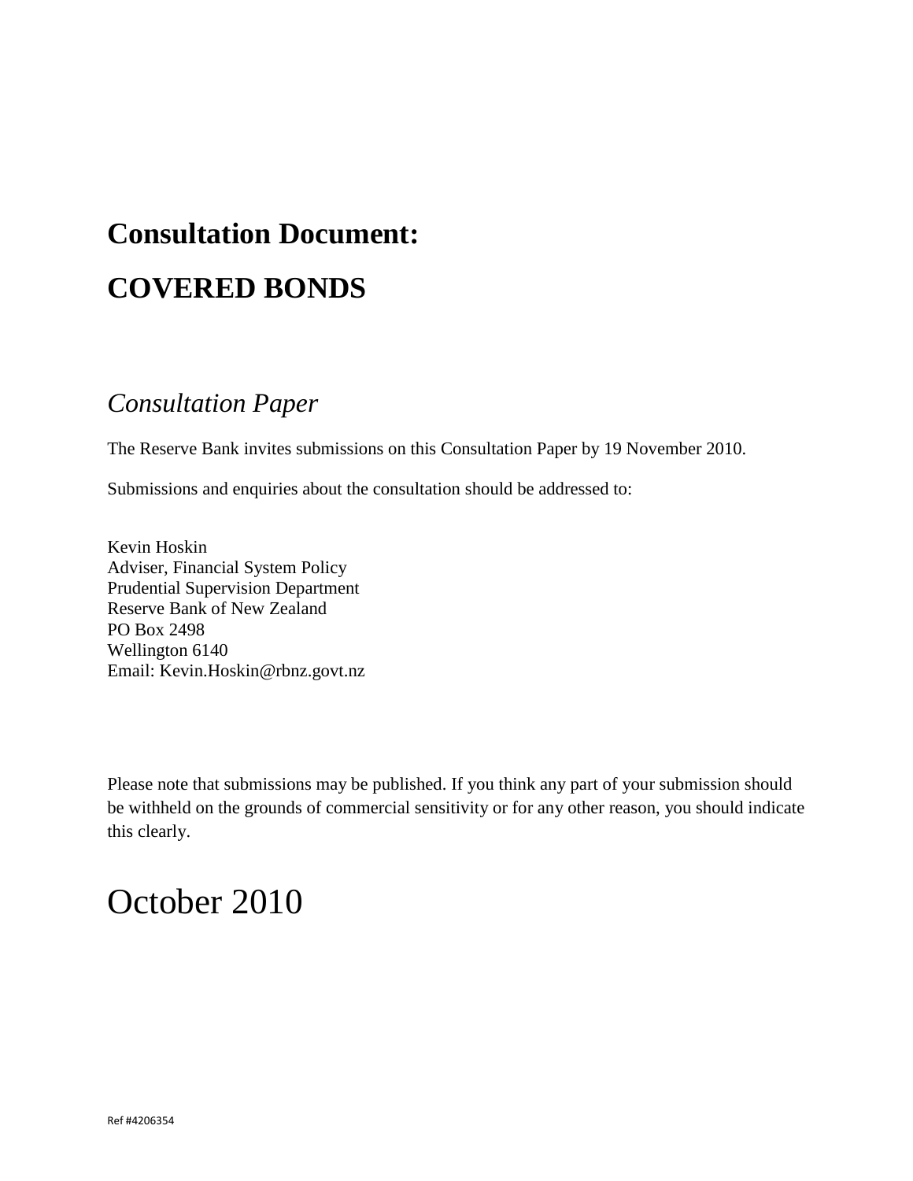# Consultation Document:

# COVERED BONDS

## *Consultation Paper*

The Reserve Bank invites submissions on this Consultation Paper by 19 November 2010.

Submissions and enquiries about the consultation should be addressed to:

Kevin Hoskin
Adviser, Financial System Policy
Prudential Supervision Department
Reserve Bank of New Zealand
PO Box 2498
Wellington 6140
Email: Kevin.Hoskin@rbnz.govt.nz

Please note that submissions may be published. If you think any part of your submission should be withheld on the grounds of commercial sensitivity or for any other reason, you should indicate this clearly.

# October 2010

Ref #4206354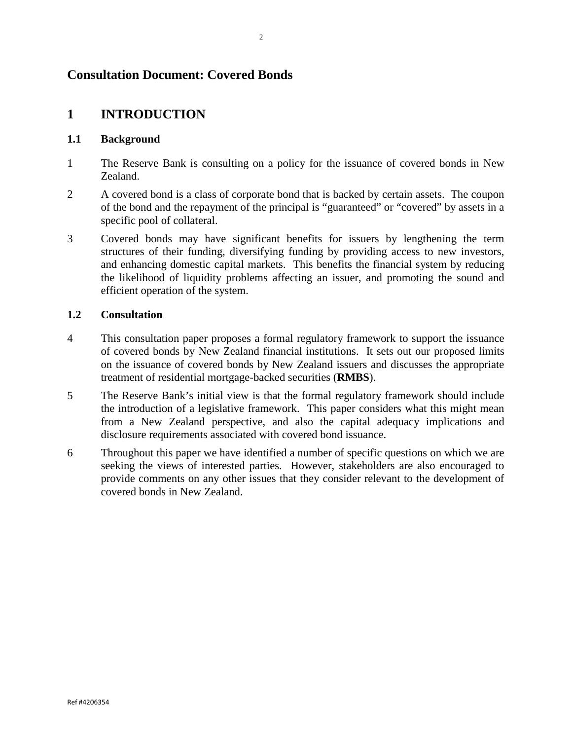# Consultation Document: Covered Bonds

## 1 INTRODUCTION

### 1.1 Background

1. The Reserve Bank is consulting on a policy for the issuance of covered bonds in New Zealand.

2. A covered bond is a class of corporate bond that is backed by certain assets. The coupon of the bond and the repayment of the principal is "guaranteed" or "covered" by assets in a specific pool of collateral.

3. Covered bonds may have significant benefits for issuers by lengthening the term structures of their funding, diversifying funding by providing access to new investors, and enhancing domestic capital markets. This benefits the financial system by reducing the likelihood of liquidity problems affecting an issuer, and promoting the sound and efficient operation of the system.

### 1.2 Consultation

4. This consultation paper proposes a formal regulatory framework to support the issuance of covered bonds by New Zealand financial institutions. It sets out our proposed limits on the issuance of covered bonds by New Zealand issuers and discusses the appropriate treatment of residential mortgage-backed securities (**RMBS**).

5. The Reserve Bank's initial view is that the formal regulatory framework should include the introduction of a legislative framework. This paper considers what this might mean from a New Zealand perspective, and also the capital adequacy implications and disclosure requirements associated with covered bond issuance.

6. Throughout this paper we have identified a number of specific questions on which we are seeking the views of interested parties. However, stakeholders are also encouraged to provide comments on any other issues that they consider relevant to the development of covered bonds in New Zealand.

Ref #4206354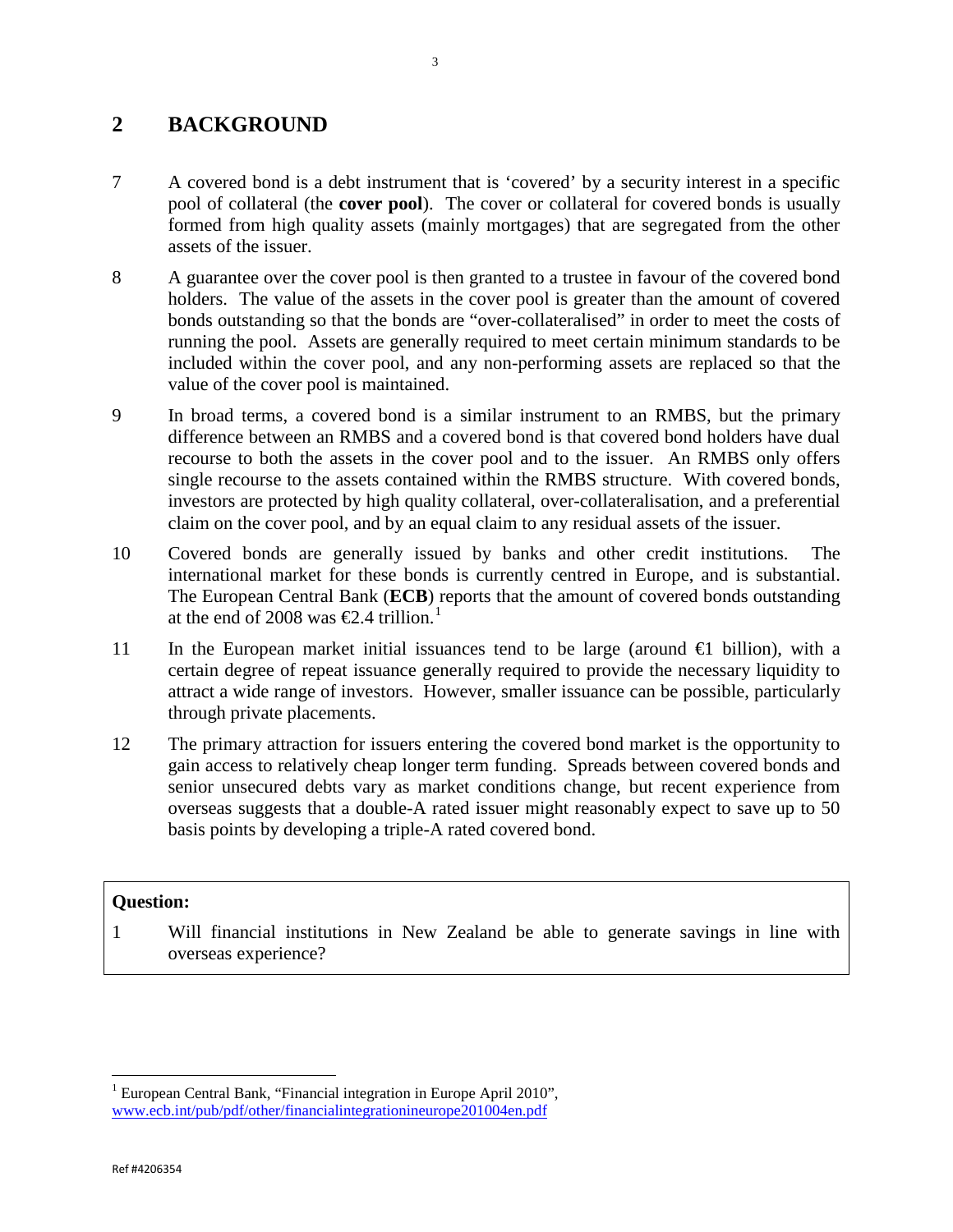## 2 BACKGROUND

7 A covered bond is a debt instrument that is 'covered' by a security interest in a specific pool of collateral (the **cover pool**). The cover or collateral for covered bonds is usually formed from high quality assets (mainly mortgages) that are segregated from the other assets of the issuer.

8 A guarantee over the cover pool is then granted to a trustee in favour of the covered bond holders. The value of the assets in the cover pool is greater than the amount of covered bonds outstanding so that the bonds are "over-collateralised" in order to meet the costs of running the pool. Assets are generally required to meet certain minimum standards to be included within the cover pool, and any non-performing assets are replaced so that the value of the cover pool is maintained.

9 In broad terms, a covered bond is a similar instrument to an RMBS, but the primary difference between an RMBS and a covered bond is that covered bond holders have dual recourse to both the assets in the cover pool and to the issuer. An RMBS only offers single recourse to the assets contained within the RMBS structure. With covered bonds, investors are protected by high quality collateral, over-collateralisation, and a preferential claim on the cover pool, and by an equal claim to any residual assets of the issuer.

10 Covered bonds are generally issued by banks and other credit institutions. The international market for these bonds is currently centred in Europe, and is substantial. The European Central Bank (**ECB**) reports that the amount of covered bonds outstanding at the end of 2008 was €2.4 trillion.[1]

11 In the European market initial issuances tend to be large (around €1 billion), with a certain degree of repeat issuance generally required to provide the necessary liquidity to attract a wide range of investors. However, smaller issuance can be possible, particularly through private placements.

12 The primary attraction for issuers entering the covered bond market is the opportunity to gain access to relatively cheap longer term funding. Spreads between covered bonds and senior unsecured debts vary as market conditions change, but recent experience from overseas suggests that a double-A rated issuer might reasonably expect to save up to 50 basis points by developing a triple-A rated covered bond.

**Question:**

1 Will financial institutions in New Zealand be able to generate savings in line with overseas experience?

---

[1] European Central Bank, "Financial integration in Europe April 2010", www.ecb.int/pub/pdf/other/financialintegrationineurope201004en.pdf

Ref #4206354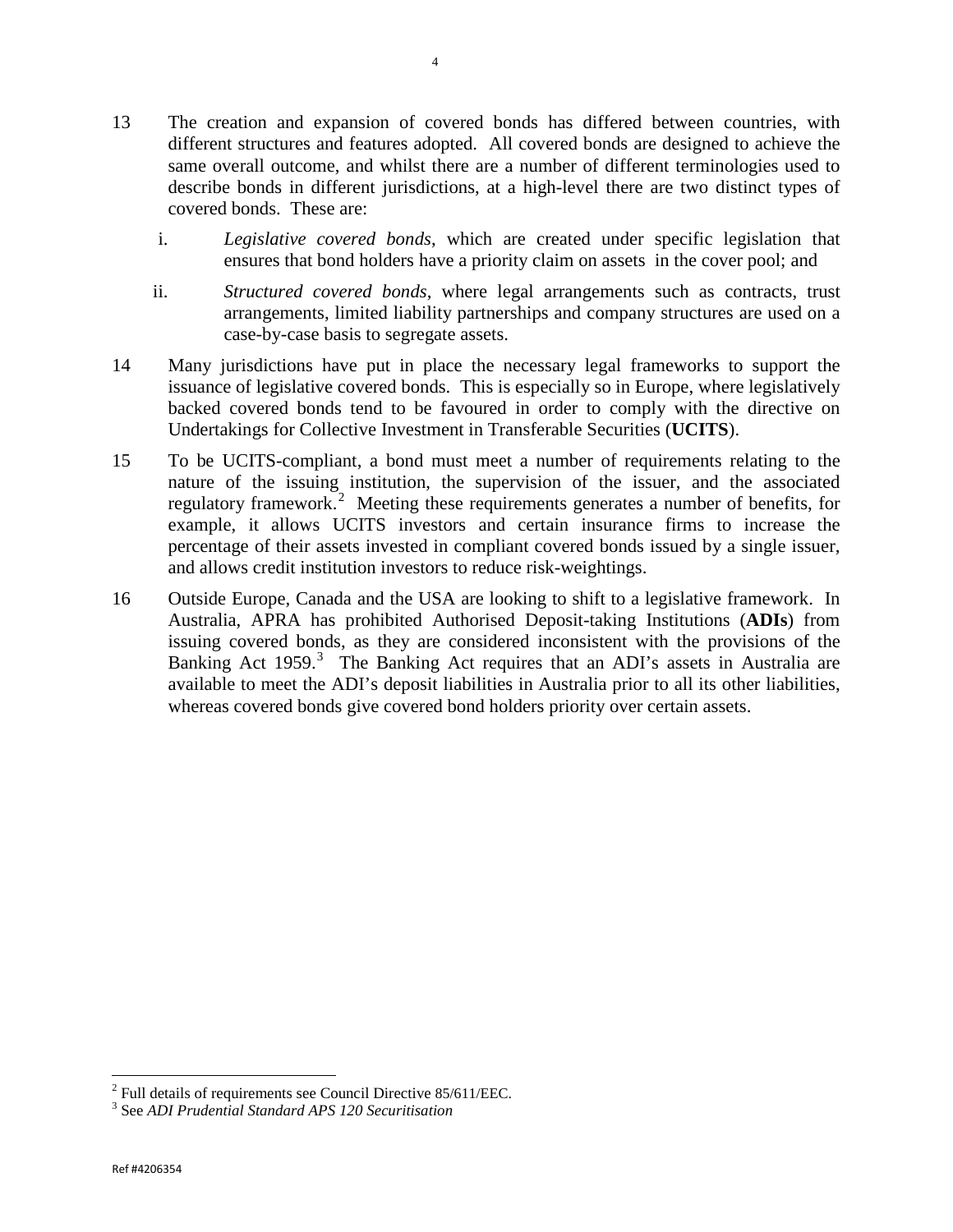13 The creation and expansion of covered bonds has differed between countries, with different structures and features adopted. All covered bonds are designed to achieve the same overall outcome, and whilst there are a number of different terminologies used to describe bonds in different jurisdictions, at a high-level there are two distinct types of covered bonds. These are:

   i. *Legislative covered bonds*, which are created under specific legislation that ensures that bond holders have a priority claim on assets in the cover pool; and

   ii. *Structured covered bonds*, where legal arrangements such as contracts, trust arrangements, limited liability partnerships and company structures are used on a case-by-case basis to segregate assets.

14 Many jurisdictions have put in place the necessary legal frameworks to support the issuance of legislative covered bonds. This is especially so in Europe, where legislatively backed covered bonds tend to be favoured in order to comply with the directive on Undertakings for Collective Investment in Transferable Securities (**UCITS**).

15 To be UCITS-compliant, a bond must meet a number of requirements relating to the nature of the issuing institution, the supervision of the issuer, and the associated regulatory framework.[2] Meeting these requirements generates a number of benefits, for example, it allows UCITS investors and certain insurance firms to increase the percentage of their assets invested in compliant covered bonds issued by a single issuer, and allows credit institution investors to reduce risk-weightings.

16 Outside Europe, Canada and the USA are looking to shift to a legislative framework. In Australia, APRA has prohibited Authorised Deposit-taking Institutions (**ADIs**) from issuing covered bonds, as they are considered inconsistent with the provisions of the Banking Act 1959.[3] The Banking Act requires that an ADI's assets in Australia are available to meet the ADI's deposit liabilities in Australia prior to all its other liabilities, whereas covered bonds give covered bond holders priority over certain assets.

---

[2] Full details of requirements see Council Directive 85/611/EEC.

[3] See *ADI Prudential Standard APS 120 Securitisation*

Ref #4206354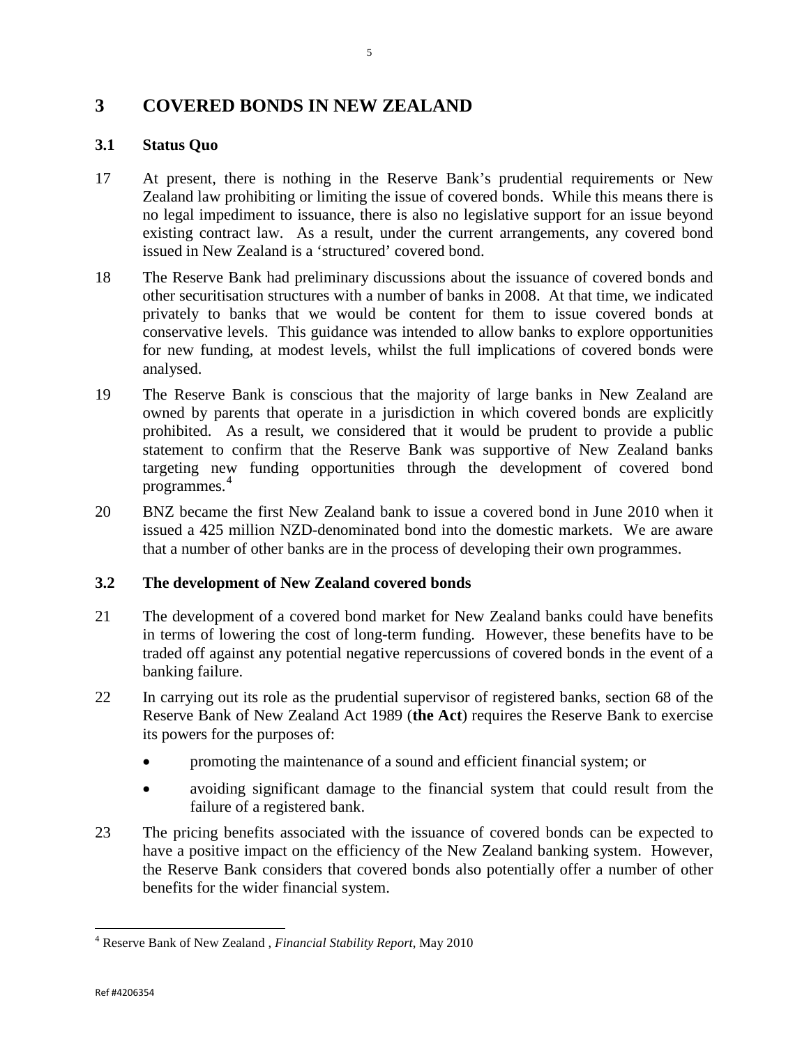# 3 COVERED BONDS IN NEW ZEALAND

## 3.1 Status Quo

17 At present, there is nothing in the Reserve Bank's prudential requirements or New Zealand law prohibiting or limiting the issue of covered bonds. While this means there is no legal impediment to issuance, there is also no legislative support for an issue beyond existing contract law. As a result, under the current arrangements, any covered bond issued in New Zealand is a 'structured' covered bond.

18 The Reserve Bank had preliminary discussions about the issuance of covered bonds and other securitisation structures with a number of banks in 2008. At that time, we indicated privately to banks that we would be content for them to issue covered bonds at conservative levels. This guidance was intended to allow banks to explore opportunities for new funding, at modest levels, whilst the full implications of covered bonds were analysed.

19 The Reserve Bank is conscious that the majority of large banks in New Zealand are owned by parents that operate in a jurisdiction in which covered bonds are explicitly prohibited. As a result, we considered that it would be prudent to provide a public statement to confirm that the Reserve Bank was supportive of New Zealand banks targeting new funding opportunities through the development of covered bond programmes.[4]

20 BNZ became the first New Zealand bank to issue a covered bond in June 2010 when it issued a 425 million NZD-denominated bond into the domestic markets. We are aware that a number of other banks are in the process of developing their own programmes.

## 3.2 The development of New Zealand covered bonds

21 The development of a covered bond market for New Zealand banks could have benefits in terms of lowering the cost of long-term funding. However, these benefits have to be traded off against any potential negative repercussions of covered bonds in the event of a banking failure.

22 In carrying out its role as the prudential supervisor of registered banks, section 68 of the Reserve Bank of New Zealand Act 1989 (**the Act**) requires the Reserve Bank to exercise its powers for the purposes of:

- promoting the maintenance of a sound and efficient financial system; or
- avoiding significant damage to the financial system that could result from the failure of a registered bank.

23 The pricing benefits associated with the issuance of covered bonds can be expected to have a positive impact on the efficiency of the New Zealand banking system. However, the Reserve Bank considers that covered bonds also potentially offer a number of other benefits for the wider financial system.

---

[4] Reserve Bank of New Zealand , *Financial Stability Report*, May 2010

Ref #4206354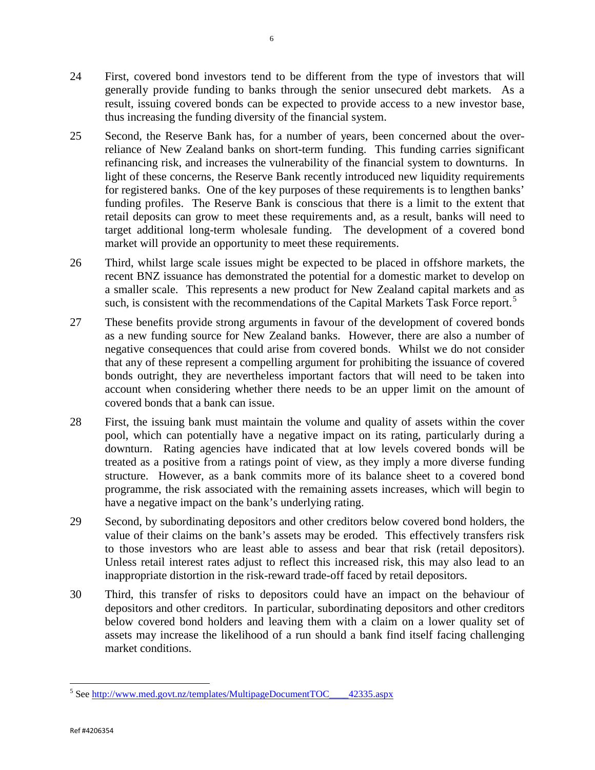24 First, covered bond investors tend to be different from the type of investors that will generally provide funding to banks through the senior unsecured debt markets. As a result, issuing covered bonds can be expected to provide access to a new investor base, thus increasing the funding diversity of the financial system.

25 Second, the Reserve Bank has, for a number of years, been concerned about the over-reliance of New Zealand banks on short-term funding. This funding carries significant refinancing risk, and increases the vulnerability of the financial system to downturns. In light of these concerns, the Reserve Bank recently introduced new liquidity requirements for registered banks. One of the key purposes of these requirements is to lengthen banks' funding profiles. The Reserve Bank is conscious that there is a limit to the extent that retail deposits can grow to meet these requirements and, as a result, banks will need to target additional long-term wholesale funding. The development of a covered bond market will provide an opportunity to meet these requirements.

26 Third, whilst large scale issues might be expected to be placed in offshore markets, the recent BNZ issuance has demonstrated the potential for a domestic market to develop on a smaller scale. This represents a new product for New Zealand capital markets and as such, is consistent with the recommendations of the Capital Markets Task Force report.[5]

27 These benefits provide strong arguments in favour of the development of covered bonds as a new funding source for New Zealand banks. However, there are also a number of negative consequences that could arise from covered bonds. Whilst we do not consider that any of these represent a compelling argument for prohibiting the issuance of covered bonds outright, they are nevertheless important factors that will need to be taken into account when considering whether there needs to be an upper limit on the amount of covered bonds that a bank can issue.

28 First, the issuing bank must maintain the volume and quality of assets within the cover pool, which can potentially have a negative impact on its rating, particularly during a downturn. Rating agencies have indicated that at low levels covered bonds will be treated as a positive from a ratings point of view, as they imply a more diverse funding structure. However, as a bank commits more of its balance sheet to a covered bond programme, the risk associated with the remaining assets increases, which will begin to have a negative impact on the bank's underlying rating.

29 Second, by subordinating depositors and other creditors below covered bond holders, the value of their claims on the bank's assets may be eroded. This effectively transfers risk to those investors who are least able to assess and bear that risk (retail depositors). Unless retail interest rates adjust to reflect this increased risk, this may also lead to an inappropriate distortion in the risk-reward trade-off faced by retail depositors.

30 Third, this transfer of risks to depositors could have an impact on the behaviour of depositors and other creditors. In particular, subordinating depositors and other creditors below covered bond holders and leaving them with a claim on a lower quality set of assets may increase the likelihood of a run should a bank find itself facing challenging market conditions.

---

[5] See http://www.med.govt.nz/templates/MultipageDocumentTOC____42335.aspx

Ref #4206354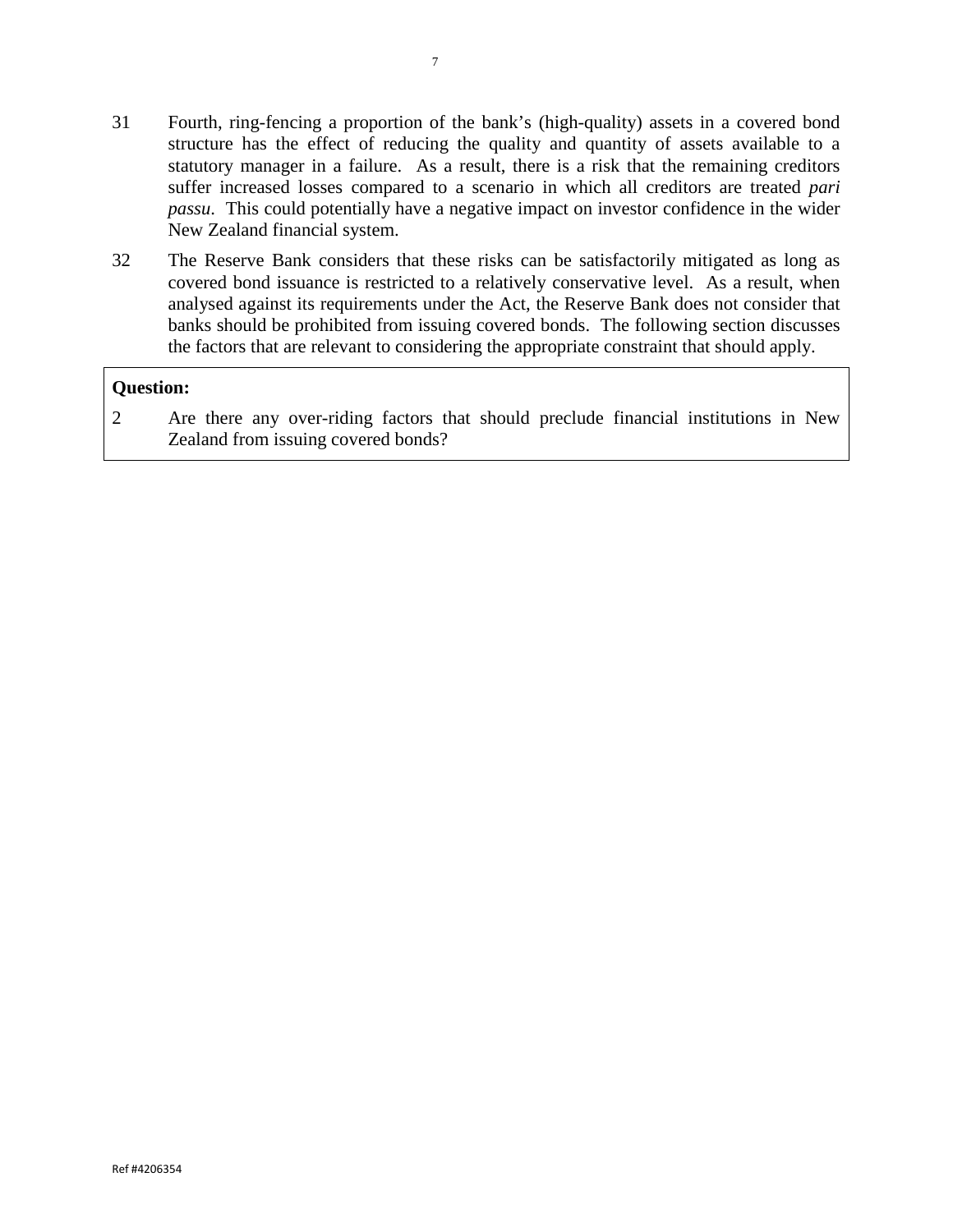31 Fourth, ring-fencing a proportion of the bank's (high-quality) assets in a covered bond structure has the effect of reducing the quality and quantity of assets available to a statutory manager in a failure. As a result, there is a risk that the remaining creditors suffer increased losses compared to a scenario in which all creditors are treated *pari passu*. This could potentially have a negative impact on investor confidence in the wider New Zealand financial system.

32 The Reserve Bank considers that these risks can be satisfactorily mitigated as long as covered bond issuance is restricted to a relatively conservative level. As a result, when analysed against its requirements under the Act, the Reserve Bank does not consider that banks should be prohibited from issuing covered bonds. The following section discusses the factors that are relevant to considering the appropriate constraint that should apply.

**Question:**

2 Are there any over-riding factors that should preclude financial institutions in New Zealand from issuing covered bonds?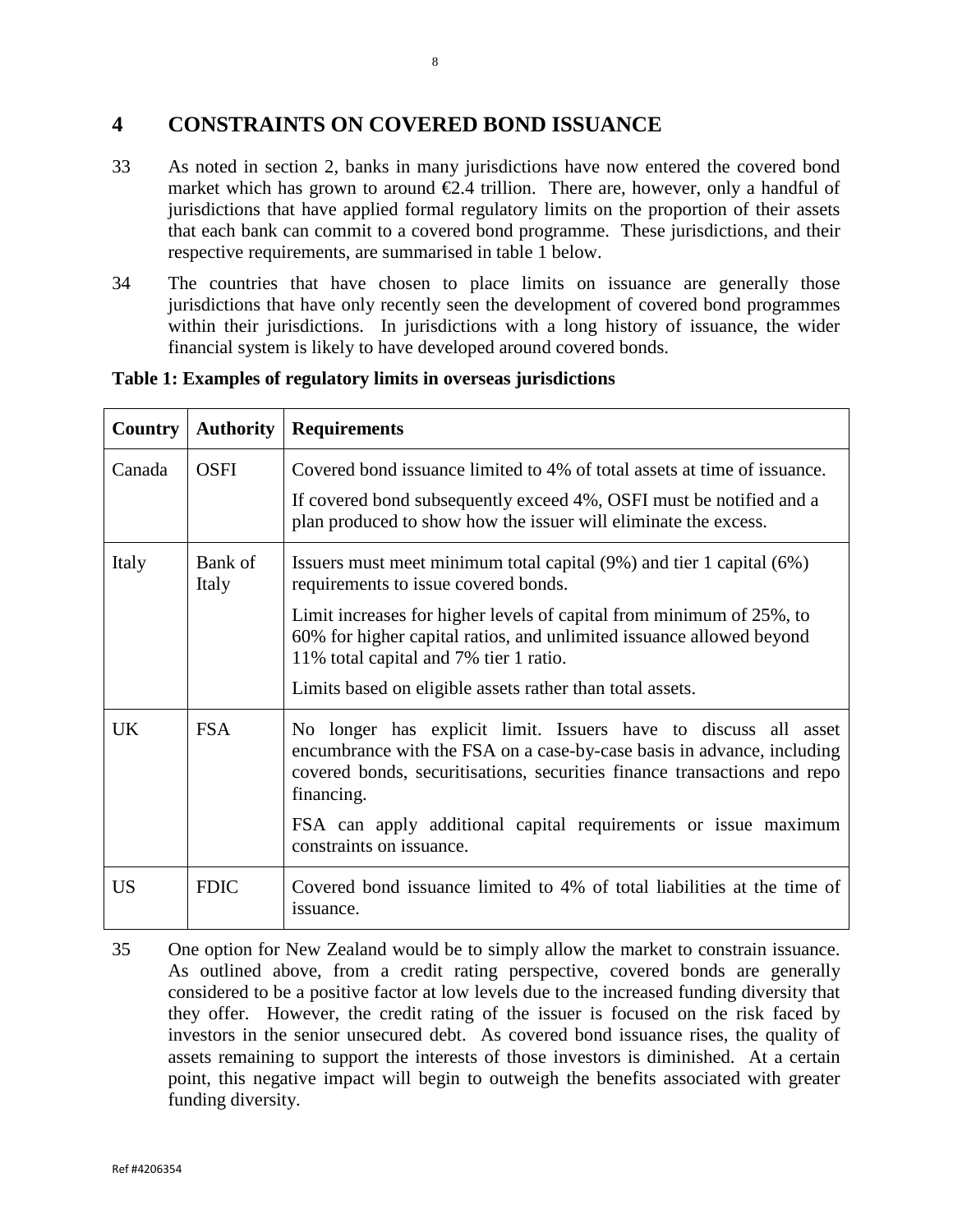## 4 CONSTRAINTS ON COVERED BOND ISSUANCE

33 As noted in section 2, banks in many jurisdictions have now entered the covered bond market which has grown to around €2.4 trillion. There are, however, only a handful of jurisdictions that have applied formal regulatory limits on the proportion of their assets that each bank can commit to a covered bond programme. These jurisdictions, and their respective requirements, are summarised in table 1 below.

34 The countries that have chosen to place limits on issuance are generally those jurisdictions that have only recently seen the development of covered bond programmes within their jurisdictions. In jurisdictions with a long history of issuance, the wider financial system is likely to have developed around covered bonds.

**Table 1: Examples of regulatory limits in overseas jurisdictions**

| Country | Authority | Requirements |
|---|---|---|
| Canada | OSFI | Covered bond issuance limited to 4% of total assets at time of issuance.<br><br>If covered bond subsequently exceed 4%, OSFI must be notified and a plan produced to show how the issuer will eliminate the excess. |
| Italy | Bank of Italy | Issuers must meet minimum total capital (9%) and tier 1 capital (6%) requirements to issue covered bonds.<br><br>Limit increases for higher levels of capital from minimum of 25%, to 60% for higher capital ratios, and unlimited issuance allowed beyond 11% total capital and 7% tier 1 ratio.<br><br>Limits based on eligible assets rather than total assets. |
| UK | FSA | No longer has explicit limit. Issuers have to discuss all asset encumbrance with the FSA on a case-by-case basis in advance, including covered bonds, securitisations, securities finance transactions and repo financing.<br><br>FSA can apply additional capital requirements or issue maximum constraints on issuance. |
| US | FDIC | Covered bond issuance limited to 4% of total liabilities at the time of issuance. |

35 One option for New Zealand would be to simply allow the market to constrain issuance. As outlined above, from a credit rating perspective, covered bonds are generally considered to be a positive factor at low levels due to the increased funding diversity that they offer. However, the credit rating of the issuer is focused on the risk faced by investors in the senior unsecured debt. As covered bond issuance rises, the quality of assets remaining to support the interests of those investors is diminished. At a certain point, this negative impact will begin to outweigh the benefits associated with greater funding diversity.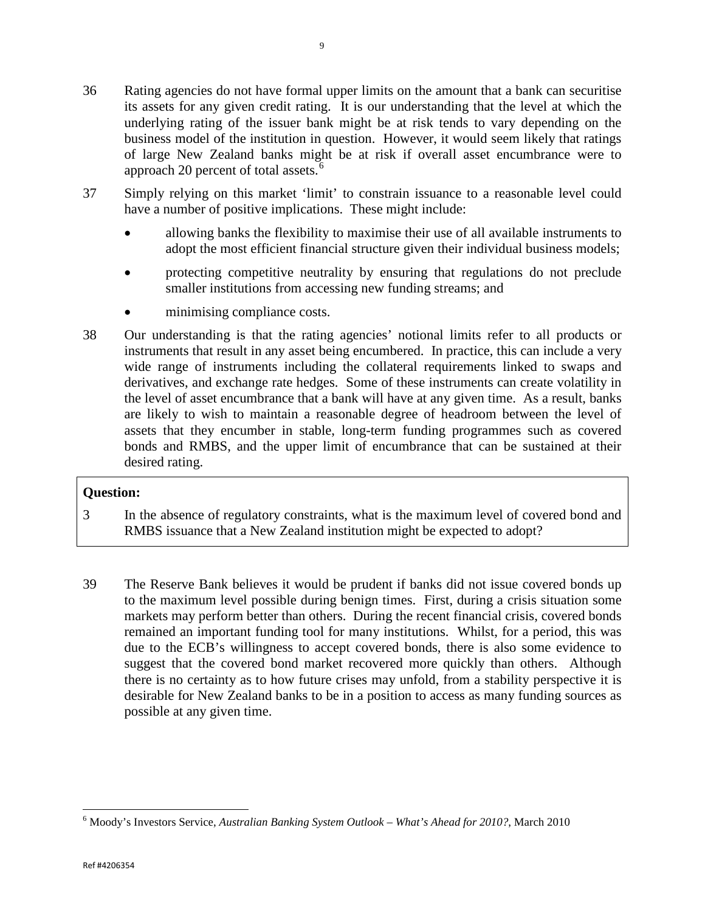36 Rating agencies do not have formal upper limits on the amount that a bank can securitise its assets for any given credit rating. It is our understanding that the level at which the underlying rating of the issuer bank might be at risk tends to vary depending on the business model of the institution in question. However, it would seem likely that ratings of large New Zealand banks might be at risk if overall asset encumbrance were to approach 20 percent of total assets.[6]

37 Simply relying on this market 'limit' to constrain issuance to a reasonable level could have a number of positive implications. These might include:

- allowing banks the flexibility to maximise their use of all available instruments to adopt the most efficient financial structure given their individual business models;
- protecting competitive neutrality by ensuring that regulations do not preclude smaller institutions from accessing new funding streams; and
- minimising compliance costs.

38 Our understanding is that the rating agencies' notional limits refer to all products or instruments that result in any asset being encumbered. In practice, this can include a very wide range of instruments including the collateral requirements linked to swaps and derivatives, and exchange rate hedges. Some of these instruments can create volatility in the level of asset encumbrance that a bank will have at any given time. As a result, banks are likely to wish to maintain a reasonable degree of headroom between the level of assets that they encumber in stable, long-term funding programmes such as covered bonds and RMBS, and the upper limit of encumbrance that can be sustained at their desired rating.

**Question:**

3 In the absence of regulatory constraints, what is the maximum level of covered bond and RMBS issuance that a New Zealand institution might be expected to adopt?

39 The Reserve Bank believes it would be prudent if banks did not issue covered bonds up to the maximum level possible during benign times. First, during a crisis situation some markets may perform better than others. During the recent financial crisis, covered bonds remained an important funding tool for many institutions. Whilst, for a period, this was due to the ECB's willingness to accept covered bonds, there is also some evidence to suggest that the covered bond market recovered more quickly than others. Although there is no certainty as to how future crises may unfold, from a stability perspective it is desirable for New Zealand banks to be in a position to access as many funding sources as possible at any given time.

[6] Moody's Investors Service, *Australian Banking System Outlook – What's Ahead for 2010?*, March 2010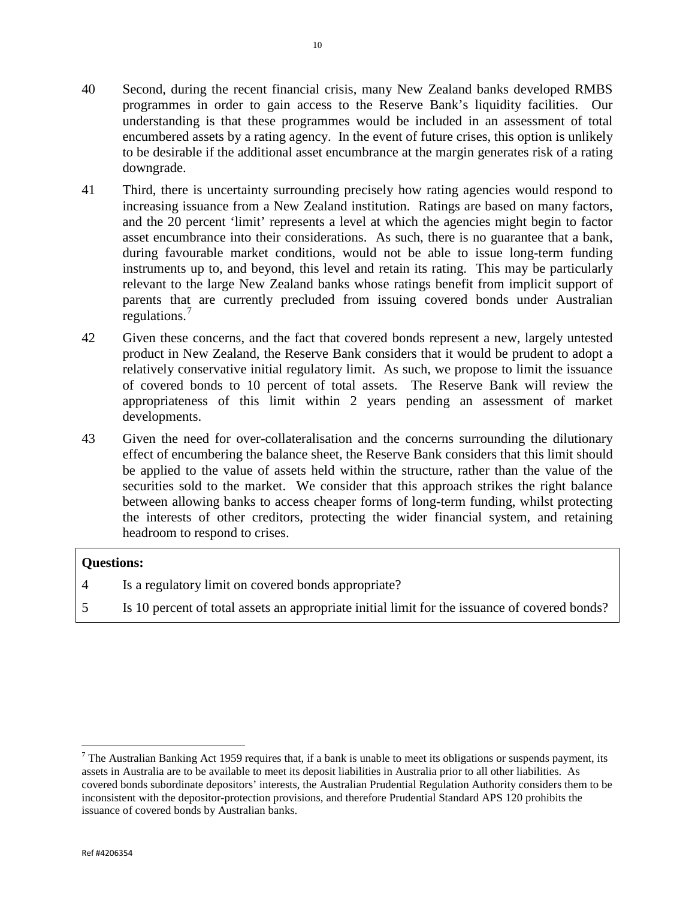40 Second, during the recent financial crisis, many New Zealand banks developed RMBS programmes in order to gain access to the Reserve Bank's liquidity facilities. Our understanding is that these programmes would be included in an assessment of total encumbered assets by a rating agency. In the event of future crises, this option is unlikely to be desirable if the additional asset encumbrance at the margin generates risk of a rating downgrade.

41 Third, there is uncertainty surrounding precisely how rating agencies would respond to increasing issuance from a New Zealand institution. Ratings are based on many factors, and the 20 percent 'limit' represents a level at which the agencies might begin to factor asset encumbrance into their considerations. As such, there is no guarantee that a bank, during favourable market conditions, would not be able to issue long-term funding instruments up to, and beyond, this level and retain its rating. This may be particularly relevant to the large New Zealand banks whose ratings benefit from implicit support of parents that are currently precluded from issuing covered bonds under Australian regulations.[7]

42 Given these concerns, and the fact that covered bonds represent a new, largely untested product in New Zealand, the Reserve Bank considers that it would be prudent to adopt a relatively conservative initial regulatory limit. As such, we propose to limit the issuance of covered bonds to 10 percent of total assets. The Reserve Bank will review the appropriateness of this limit within 2 years pending an assessment of market developments.

43 Given the need for over-collateralisation and the concerns surrounding the dilutionary effect of encumbering the balance sheet, the Reserve Bank considers that this limit should be applied to the value of assets held within the structure, rather than the value of the securities sold to the market. We consider that this approach strikes the right balance between allowing banks to access cheaper forms of long-term funding, whilst protecting the interests of other creditors, protecting the wider financial system, and retaining headroom to respond to crises.

**Questions:**

4 Is a regulatory limit on covered bonds appropriate?

5 Is 10 percent of total assets an appropriate initial limit for the issuance of covered bonds?

---

[7] The Australian Banking Act 1959 requires that, if a bank is unable to meet its obligations or suspends payment, its assets in Australia are to be available to meet its deposit liabilities in Australia prior to all other liabilities. As covered bonds subordinate depositors' interests, the Australian Prudential Regulation Authority considers them to be inconsistent with the depositor-protection provisions, and therefore Prudential Standard APS 120 prohibits the issuance of covered bonds by Australian banks.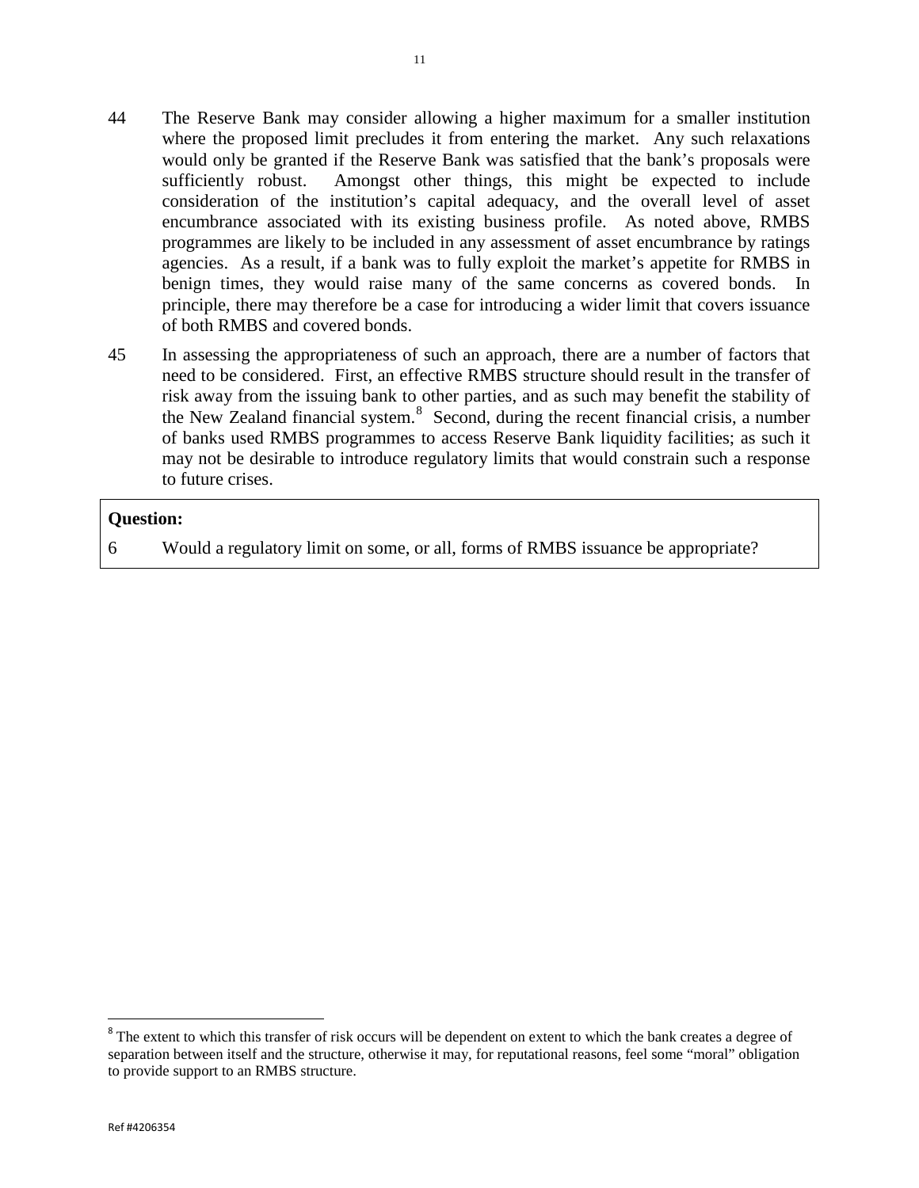44 The Reserve Bank may consider allowing a higher maximum for a smaller institution where the proposed limit precludes it from entering the market. Any such relaxations would only be granted if the Reserve Bank was satisfied that the bank's proposals were sufficiently robust. Amongst other things, this might be expected to include consideration of the institution's capital adequacy, and the overall level of asset encumbrance associated with its existing business profile. As noted above, RMBS programmes are likely to be included in any assessment of asset encumbrance by ratings agencies. As a result, if a bank was to fully exploit the market's appetite for RMBS in benign times, they would raise many of the same concerns as covered bonds. In principle, there may therefore be a case for introducing a wider limit that covers issuance of both RMBS and covered bonds.

45 In assessing the appropriateness of such an approach, there are a number of factors that need to be considered. First, an effective RMBS structure should result in the transfer of risk away from the issuing bank to other parties, and as such may benefit the stability of the New Zealand financial system.[8] Second, during the recent financial crisis, a number of banks used RMBS programmes to access Reserve Bank liquidity facilities; as such it may not be desirable to introduce regulatory limits that would constrain such a response to future crises.

**Question:**

6 Would a regulatory limit on some, or all, forms of RMBS issuance be appropriate?

[8] The extent to which this transfer of risk occurs will be dependent on extent to which the bank creates a degree of separation between itself and the structure, otherwise it may, for reputational reasons, feel some "moral" obligation to provide support to an RMBS structure.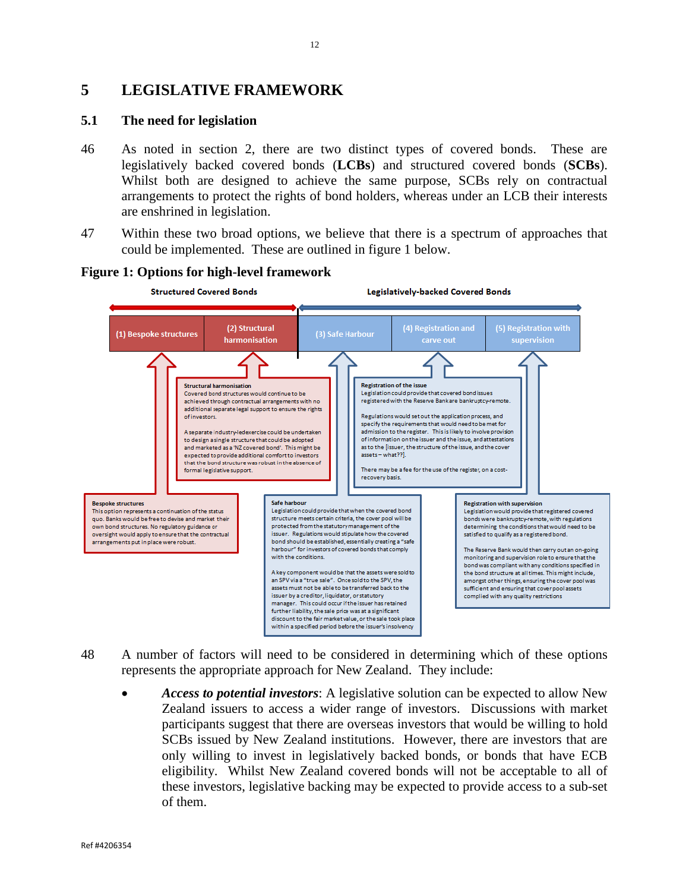# 5 LEGISLATIVE FRAMEWORK

## 5.1 The need for legislation

46 As noted in section 2, there are two distinct types of covered bonds. These are legislatively backed covered bonds (**LCBs**) and structured covered bonds (**SCBs**). Whilst both are designed to achieve the same purpose, SCBs rely on contractual arrangements to protect the rights of bond holders, whereas under an LCB their interests are enshrined in legislation.

47 Within these two broad options, we believe that there is a spectrum of approaches that could be implemented. These are outlined in figure 1 below.

**Figure 1: Options for high-level framework**

**Structured Covered Bonds** | **Legislatively-backed Covered Bonds**

| (1) Bespoke structures | (2) Structural harmonisation | (3) Safe Harbour | (4) Registration and carve out | (5) Registration with supervision |
|---|---|---|---|---|

**Bespoke structures**
This option represents a continuation of the status quo. Banks would be free to devise and market their own bond structures. No regulatory guidance or oversight would apply to ensure that the contractual arrangements put in place were robust.

**Structural harmonisation**
Covered bond structures would continue to be achieved through contractual arrangements with no additional separate legal support to ensure the rights of investors.

A separate industry-led exercise could be undertaken to design a single structure that could be adopted and marketed as a 'NZ covered bond'. This might be expected to provide additional comfort to investors that the bond structure was robust in the absence of formal legislative support.

**Safe harbour**
Legislation could provide that when the covered bond structure meets certain criteria, the cover pool will be protected from the statutory management of the issuer. Regulations would stipulate how the covered bond should be established, essentially creating a "safe harbour" for investors of covered bonds that comply with the conditions.

A key component would be that the assets were sold to an SPV via a "true sale". Once sold to the SPV, the assets must not be able to be transferred back to the issuer by a creditor, liquidator, or statutory manager. This could occur if the issuer has retained further liability, the sale price was at a significant discount to the fair market value, or the sale took place within a specified period before the issuer's insolvency

**Registration of the issue**
Legislation could provide that covered bond issues registered with the Reserve Bankare bankruptcy-remote.

Regulations would set out the application process, and specify the requirements that would need to be met for admission to the register. This is likely to involve provision of information on the issuer and the issue, and attestations as to the [issuer, the structure of the issue, and the cover assets – what??].

There may be a fee for the use of the register, on a cost-recovery basis.

**Registration with supervision**
Legislation would provide that registered covered bonds were bankruptcy-remote, with regulations determining the conditions that would need to be satisfied to qualify as a registered bond.

The Reserve Bank would then carry out an on-going monitoring and supervision role to ensure that the bond was compliant with any conditions specified in the bond structure at all times. This might include, amongst other things, ensuring the cover pool was sufficient and ensuring that cover pool assets complied with any quality restrictions

48 A number of factors will need to be considered in determining which of these options represents the appropriate approach for New Zealand. They include:

- ***Access to potential investors***: A legislative solution can be expected to allow New Zealand issuers to access a wider range of investors. Discussions with market participants suggest that there are overseas investors that would be willing to hold SCBs issued by New Zealand institutions. However, there are investors that are only willing to invest in legislatively backed bonds, or bonds that have ECB eligibility. Whilst New Zealand covered bonds will not be acceptable to all of these investors, legislative backing may be expected to provide access to a sub-set of them.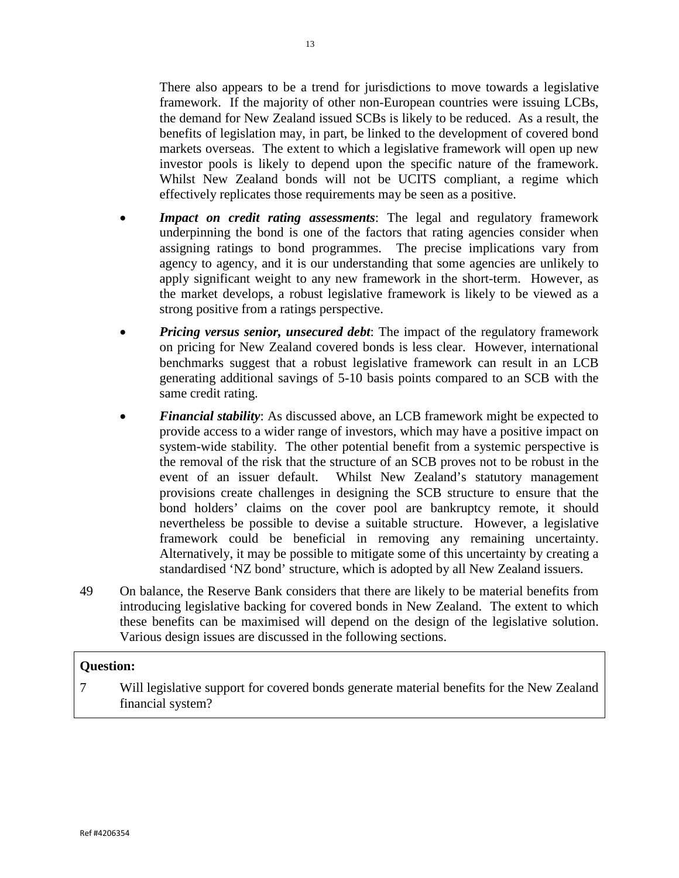There also appears to be a trend for jurisdictions to move towards a legislative framework. If the majority of other non-European countries were issuing LCBs, the demand for New Zealand issued SCBs is likely to be reduced. As a result, the benefits of legislation may, in part, be linked to the development of covered bond markets overseas. The extent to which a legislative framework will open up new investor pools is likely to depend upon the specific nature of the framework. Whilst New Zealand bonds will not be UCITS compliant, a regime which effectively replicates those requirements may be seen as a positive.

- ***Impact on credit rating assessments***: The legal and regulatory framework underpinning the bond is one of the factors that rating agencies consider when assigning ratings to bond programmes. The precise implications vary from agency to agency, and it is our understanding that some agencies are unlikely to apply significant weight to any new framework in the short-term. However, as the market develops, a robust legislative framework is likely to be viewed as a strong positive from a ratings perspective.
- ***Pricing versus senior, unsecured debt***: The impact of the regulatory framework on pricing for New Zealand covered bonds is less clear. However, international benchmarks suggest that a robust legislative framework can result in an LCB generating additional savings of 5-10 basis points compared to an SCB with the same credit rating.
- ***Financial stability***: As discussed above, an LCB framework might be expected to provide access to a wider range of investors, which may have a positive impact on system-wide stability. The other potential benefit from a systemic perspective is the removal of the risk that the structure of an SCB proves not to be robust in the event of an issuer default. Whilst New Zealand's statutory management provisions create challenges in designing the SCB structure to ensure that the bond holders' claims on the cover pool are bankruptcy remote, it should nevertheless be possible to devise a suitable structure. However, a legislative framework could be beneficial in removing any remaining uncertainty. Alternatively, it may be possible to mitigate some of this uncertainty by creating a standardised 'NZ bond' structure, which is adopted by all New Zealand issuers.

49 On balance, the Reserve Bank considers that there are likely to be material benefits from introducing legislative backing for covered bonds in New Zealand. The extent to which these benefits can be maximised will depend on the design of the legislative solution. Various design issues are discussed in the following sections.

**Question:**

7 Will legislative support for covered bonds generate material benefits for the New Zealand financial system?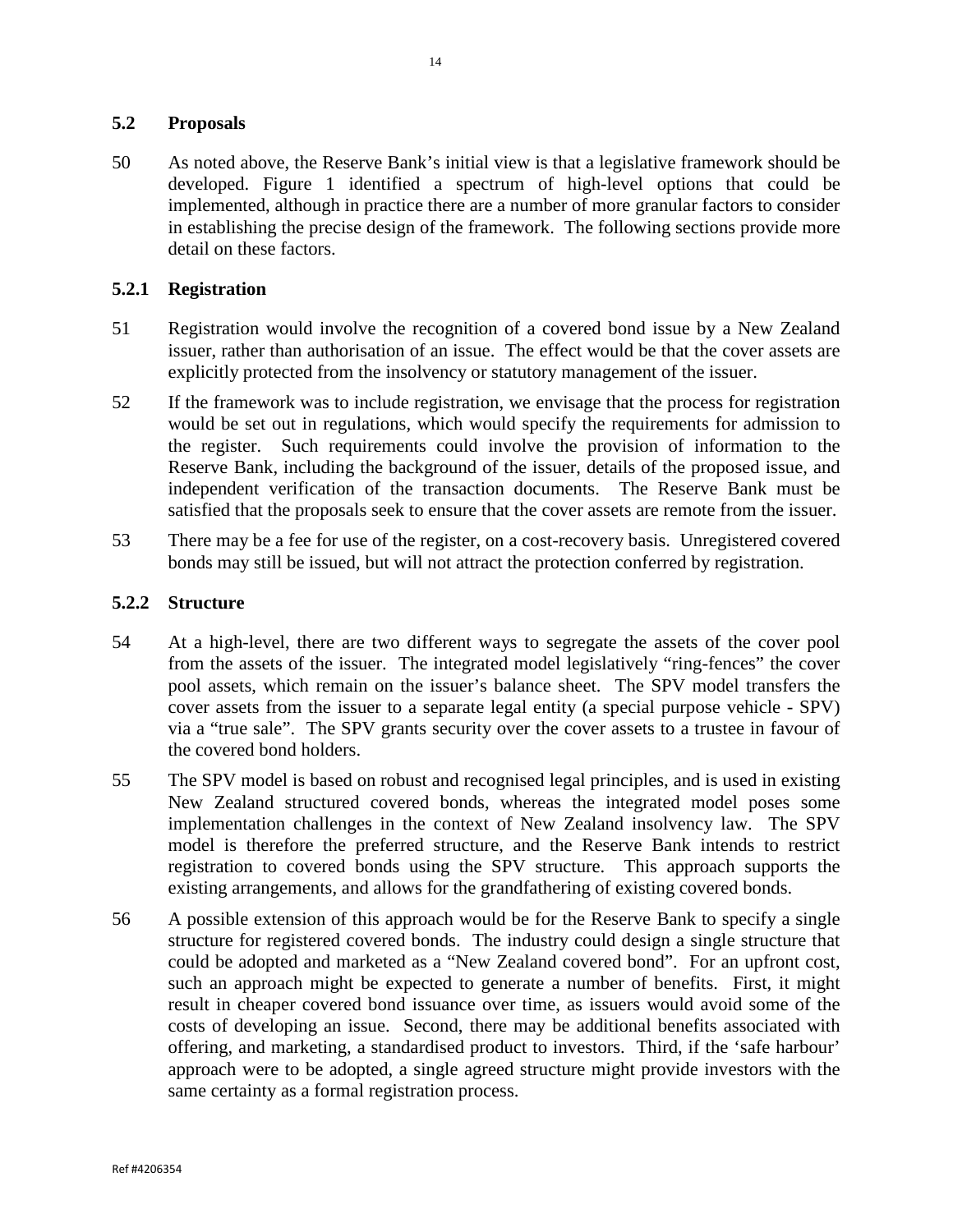### 5.2 Proposals

50 As noted above, the Reserve Bank's initial view is that a legislative framework should be developed. Figure 1 identified a spectrum of high-level options that could be implemented, although in practice there are a number of more granular factors to consider in establishing the precise design of the framework. The following sections provide more detail on these factors.

#### 5.2.1 Registration

51 Registration would involve the recognition of a covered bond issue by a New Zealand issuer, rather than authorisation of an issue. The effect would be that the cover assets are explicitly protected from the insolvency or statutory management of the issuer.

52 If the framework was to include registration, we envisage that the process for registration would be set out in regulations, which would specify the requirements for admission to the register. Such requirements could involve the provision of information to the Reserve Bank, including the background of the issuer, details of the proposed issue, and independent verification of the transaction documents. The Reserve Bank must be satisfied that the proposals seek to ensure that the cover assets are remote from the issuer.

53 There may be a fee for use of the register, on a cost-recovery basis. Unregistered covered bonds may still be issued, but will not attract the protection conferred by registration.

#### 5.2.2 Structure

54 At a high-level, there are two different ways to segregate the assets of the cover pool from the assets of the issuer. The integrated model legislatively "ring-fences" the cover pool assets, which remain on the issuer's balance sheet. The SPV model transfers the cover assets from the issuer to a separate legal entity (a special purpose vehicle - SPV) via a "true sale". The SPV grants security over the cover assets to a trustee in favour of the covered bond holders.

55 The SPV model is based on robust and recognised legal principles, and is used in existing New Zealand structured covered bonds, whereas the integrated model poses some implementation challenges in the context of New Zealand insolvency law. The SPV model is therefore the preferred structure, and the Reserve Bank intends to restrict registration to covered bonds using the SPV structure. This approach supports the existing arrangements, and allows for the grandfathering of existing covered bonds.

56 A possible extension of this approach would be for the Reserve Bank to specify a single structure for registered covered bonds. The industry could design a single structure that could be adopted and marketed as a "New Zealand covered bond". For an upfront cost, such an approach might be expected to generate a number of benefits. First, it might result in cheaper covered bond issuance over time, as issuers would avoid some of the costs of developing an issue. Second, there may be additional benefits associated with offering, and marketing, a standardised product to investors. Third, if the 'safe harbour' approach were to be adopted, a single agreed structure might provide investors with the same certainty as a formal registration process.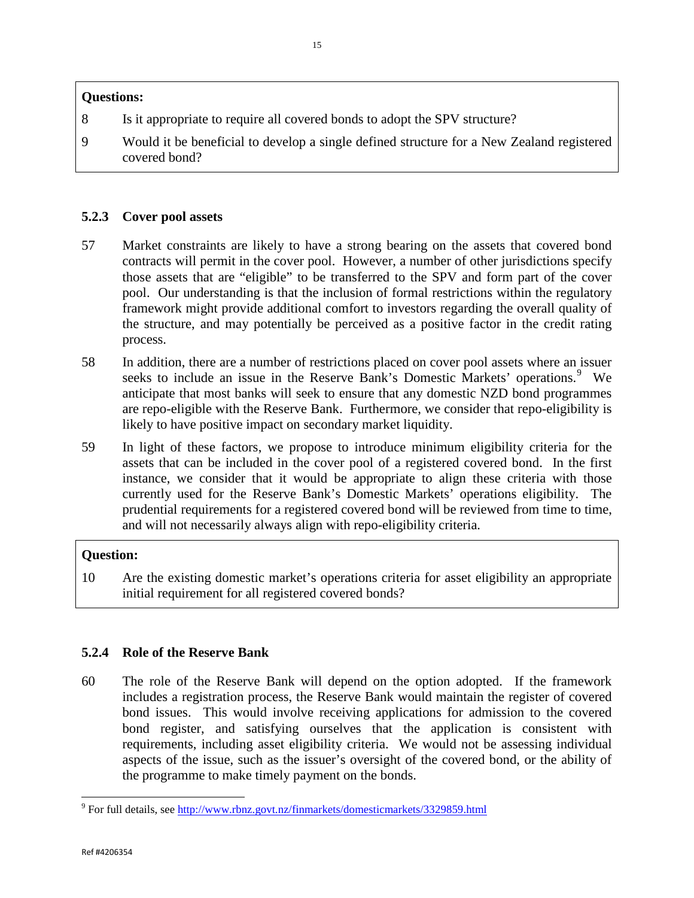**Questions:**

8 Is it appropriate to require all covered bonds to adopt the SPV structure?

9 Would it be beneficial to develop a single defined structure for a New Zealand registered covered bond?

### 5.2.3 Cover pool assets

57 Market constraints are likely to have a strong bearing on the assets that covered bond contracts will permit in the cover pool. However, a number of other jurisdictions specify those assets that are "eligible" to be transferred to the SPV and form part of the cover pool. Our understanding is that the inclusion of formal restrictions within the regulatory framework might provide additional comfort to investors regarding the overall quality of the structure, and may potentially be perceived as a positive factor in the credit rating process.

58 In addition, there are a number of restrictions placed on cover pool assets where an issuer seeks to include an issue in the Reserve Bank's Domestic Markets' operations.[9] We anticipate that most banks will seek to ensure that any domestic NZD bond programmes are repo-eligible with the Reserve Bank. Furthermore, we consider that repo-eligibility is likely to have positive impact on secondary market liquidity.

59 In light of these factors, we propose to introduce minimum eligibility criteria for the assets that can be included in the cover pool of a registered covered bond. In the first instance, we consider that it would be appropriate to align these criteria with those currently used for the Reserve Bank's Domestic Markets' operations eligibility. The prudential requirements for a registered covered bond will be reviewed from time to time, and will not necessarily always align with repo-eligibility criteria.

**Question:**

10 Are the existing domestic market's operations criteria for asset eligibility an appropriate initial requirement for all registered covered bonds?

### 5.2.4 Role of the Reserve Bank

60 The role of the Reserve Bank will depend on the option adopted. If the framework includes a registration process, the Reserve Bank would maintain the register of covered bond issues. This would involve receiving applications for admission to the covered bond register, and satisfying ourselves that the application is consistent with requirements, including asset eligibility criteria. We would not be assessing individual aspects of the issue, such as the issuer's oversight of the covered bond, or the ability of the programme to make timely payment on the bonds.

[9] For full details, see http://www.rbnz.govt.nz/finmarkets/domesticmarkets/3329859.html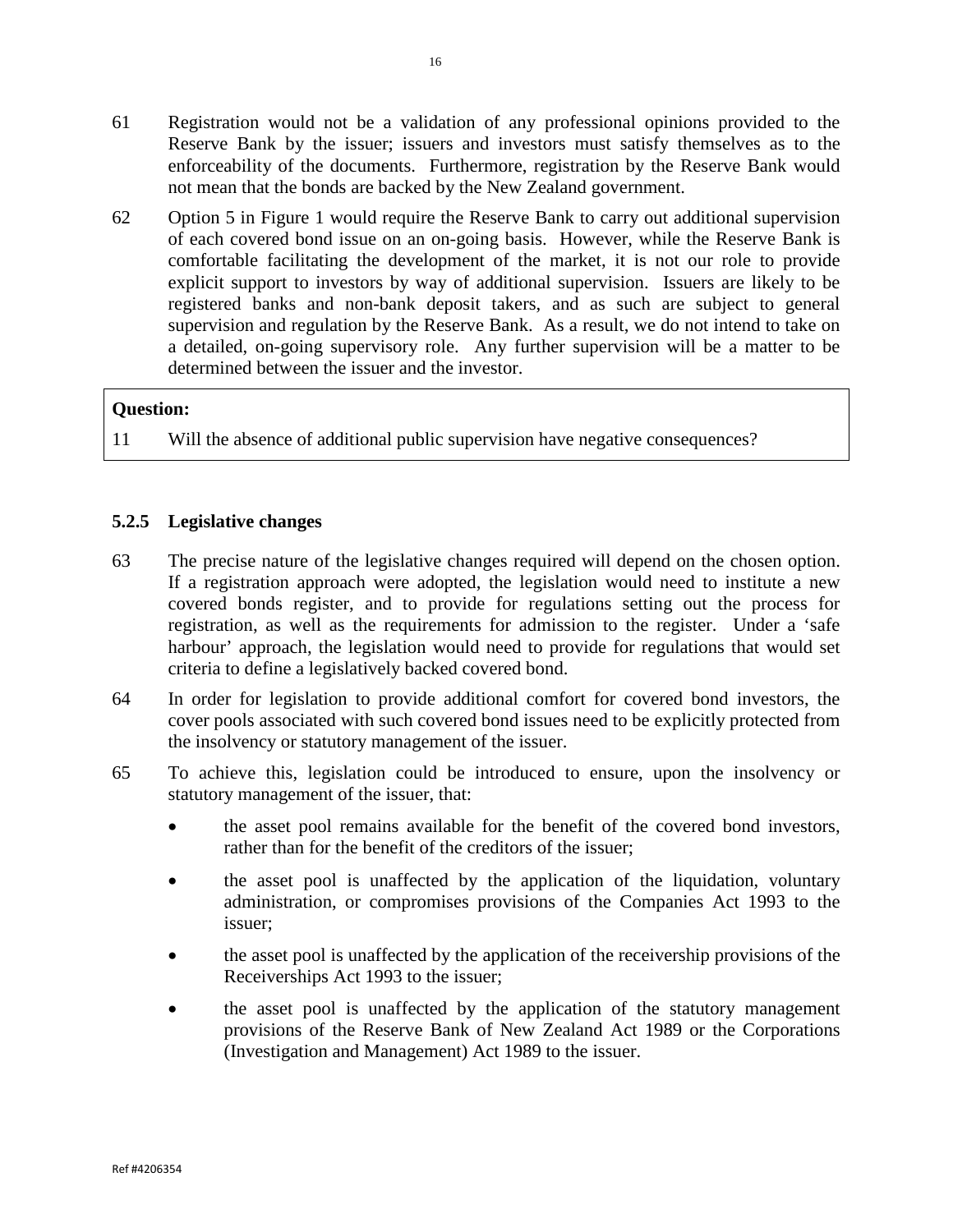61 Registration would not be a validation of any professional opinions provided to the Reserve Bank by the issuer; issuers and investors must satisfy themselves as to the enforceability of the documents. Furthermore, registration by the Reserve Bank would not mean that the bonds are backed by the New Zealand government.

62 Option 5 in Figure 1 would require the Reserve Bank to carry out additional supervision of each covered bond issue on an on-going basis. However, while the Reserve Bank is comfortable facilitating the development of the market, it is not our role to provide explicit support to investors by way of additional supervision. Issuers are likely to be registered banks and non-bank deposit takers, and as such are subject to general supervision and regulation by the Reserve Bank. As a result, we do not intend to take on a detailed, on-going supervisory role. Any further supervision will be a matter to be determined between the issuer and the investor.

> **Question:**
>
> 11 Will the absence of additional public supervision have negative consequences?

### 5.2.5 Legislative changes

63 The precise nature of the legislative changes required will depend on the chosen option. If a registration approach were adopted, the legislation would need to institute a new covered bonds register, and to provide for regulations setting out the process for registration, as well as the requirements for admission to the register. Under a 'safe harbour' approach, the legislation would need to provide for regulations that would set criteria to define a legislatively backed covered bond.

64 In order for legislation to provide additional comfort for covered bond investors, the cover pools associated with such covered bond issues need to be explicitly protected from the insolvency or statutory management of the issuer.

65 To achieve this, legislation could be introduced to ensure, upon the insolvency or statutory management of the issuer, that:

- the asset pool remains available for the benefit of the covered bond investors, rather than for the benefit of the creditors of the issuer;
- the asset pool is unaffected by the application of the liquidation, voluntary administration, or compromises provisions of the Companies Act 1993 to the issuer;
- the asset pool is unaffected by the application of the receivership provisions of the Receiverships Act 1993 to the issuer;
- the asset pool is unaffected by the application of the statutory management provisions of the Reserve Bank of New Zealand Act 1989 or the Corporations (Investigation and Management) Act 1989 to the issuer.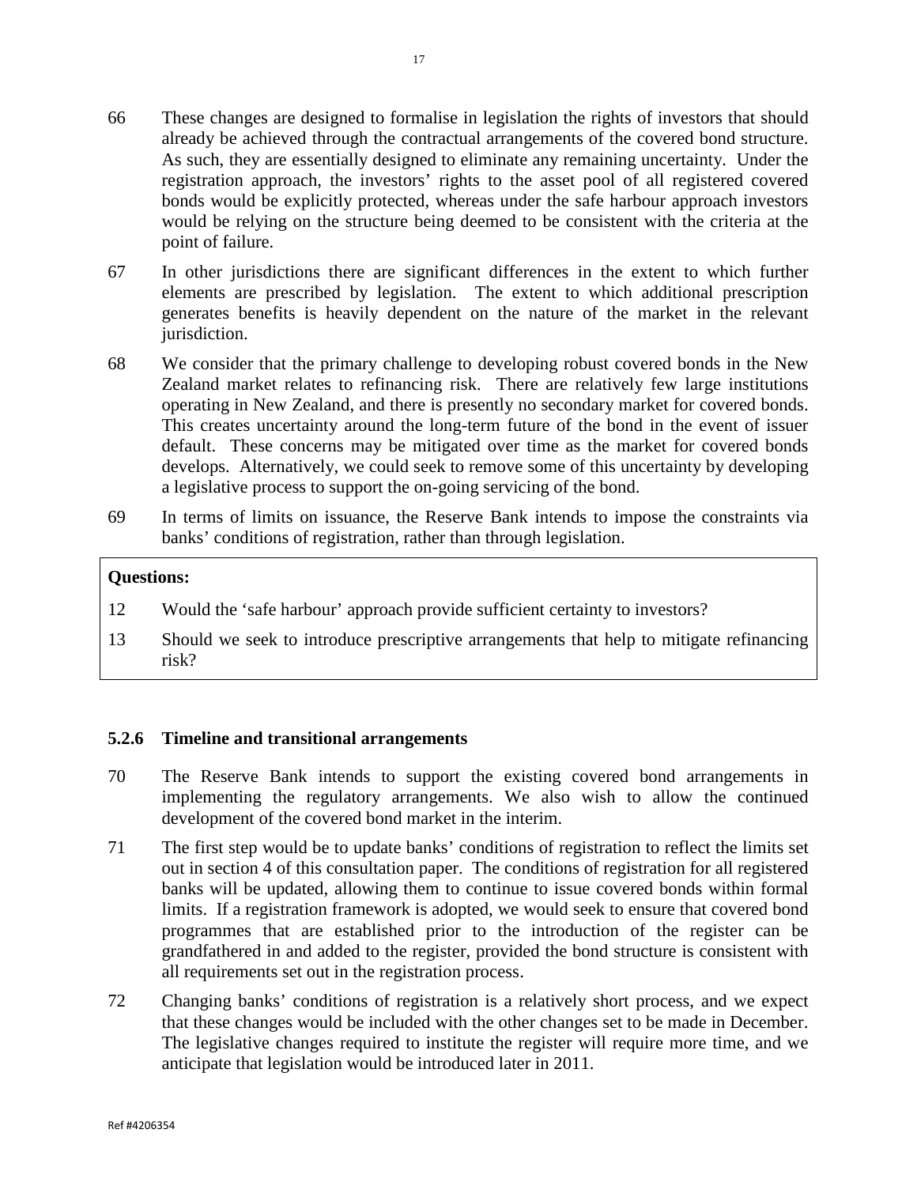66 These changes are designed to formalise in legislation the rights of investors that should already be achieved through the contractual arrangements of the covered bond structure. As such, they are essentially designed to eliminate any remaining uncertainty. Under the registration approach, the investors' rights to the asset pool of all registered covered bonds would be explicitly protected, whereas under the safe harbour approach investors would be relying on the structure being deemed to be consistent with the criteria at the point of failure.

67 In other jurisdictions there are significant differences in the extent to which further elements are prescribed by legislation. The extent to which additional prescription generates benefits is heavily dependent on the nature of the market in the relevant jurisdiction.

68 We consider that the primary challenge to developing robust covered bonds in the New Zealand market relates to refinancing risk. There are relatively few large institutions operating in New Zealand, and there is presently no secondary market for covered bonds. This creates uncertainty around the long-term future of the bond in the event of issuer default. These concerns may be mitigated over time as the market for covered bonds develops. Alternatively, we could seek to remove some of this uncertainty by developing a legislative process to support the on-going servicing of the bond.

69 In terms of limits on issuance, the Reserve Bank intends to impose the constraints via banks' conditions of registration, rather than through legislation.

**Questions:**

12 Would the 'safe harbour' approach provide sufficient certainty to investors?

13 Should we seek to introduce prescriptive arrangements that help to mitigate refinancing risk?

### 5.2.6 Timeline and transitional arrangements

70 The Reserve Bank intends to support the existing covered bond arrangements in implementing the regulatory arrangements. We also wish to allow the continued development of the covered bond market in the interim.

71 The first step would be to update banks' conditions of registration to reflect the limits set out in section 4 of this consultation paper. The conditions of registration for all registered banks will be updated, allowing them to continue to issue covered bonds within formal limits. If a registration framework is adopted, we would seek to ensure that covered bond programmes that are established prior to the introduction of the register can be grandfathered in and added to the register, provided the bond structure is consistent with all requirements set out in the registration process.

72 Changing banks' conditions of registration is a relatively short process, and we expect that these changes would be included with the other changes set to be made in December. The legislative changes required to institute the register will require more time, and we anticipate that legislation would be introduced later in 2011.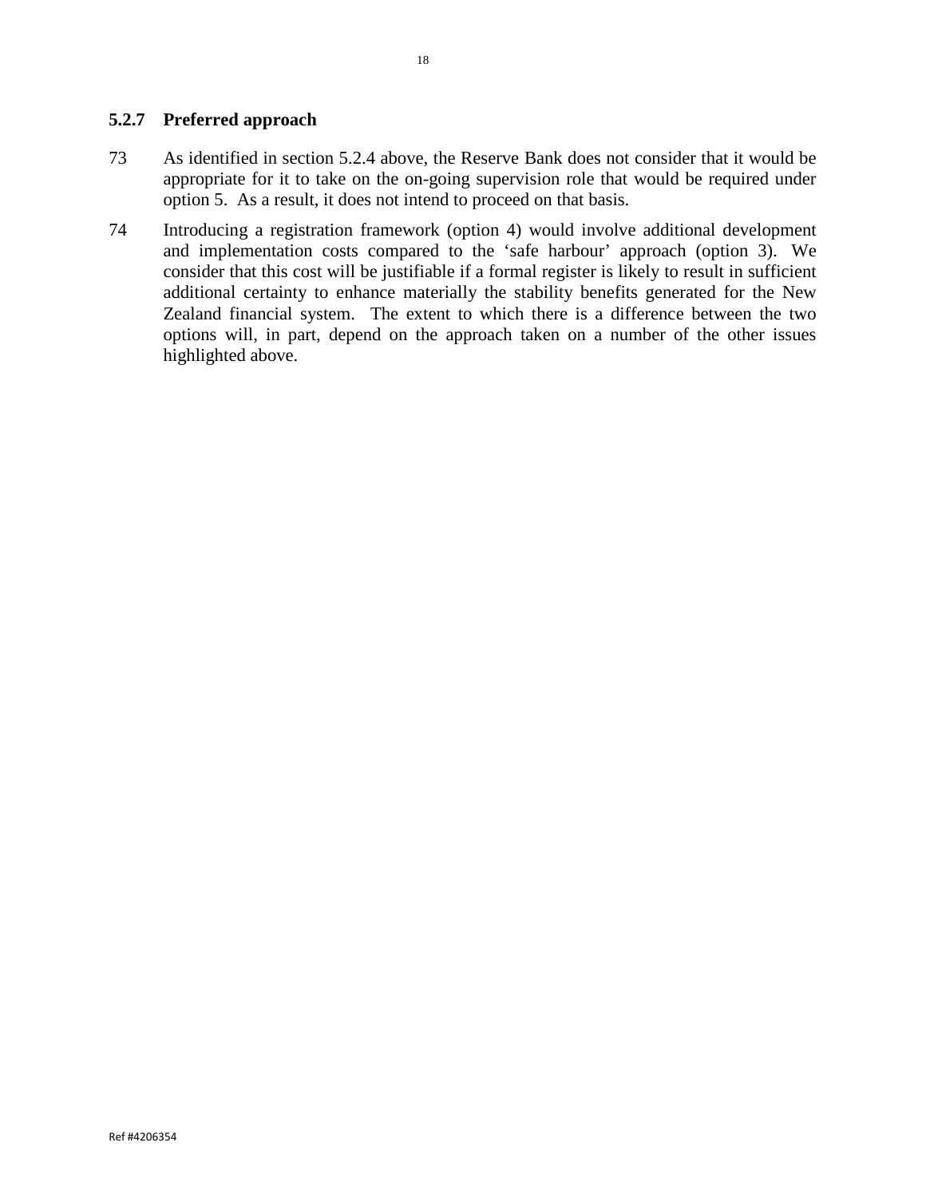### 5.2.7 Preferred approach

73 As identified in section 5.2.4 above, the Reserve Bank does not consider that it would be appropriate for it to take on the on-going supervision role that would be required under option 5. As a result, it does not intend to proceed on that basis.

74 Introducing a registration framework (option 4) would involve additional development and implementation costs compared to the 'safe harbour' approach (option 3). We consider that this cost will be justifiable if a formal register is likely to result in sufficient additional certainty to enhance materially the stability benefits generated for the New Zealand financial system. The extent to which there is a difference between the two options will, in part, depend on the approach taken on a number of the other issues highlighted above.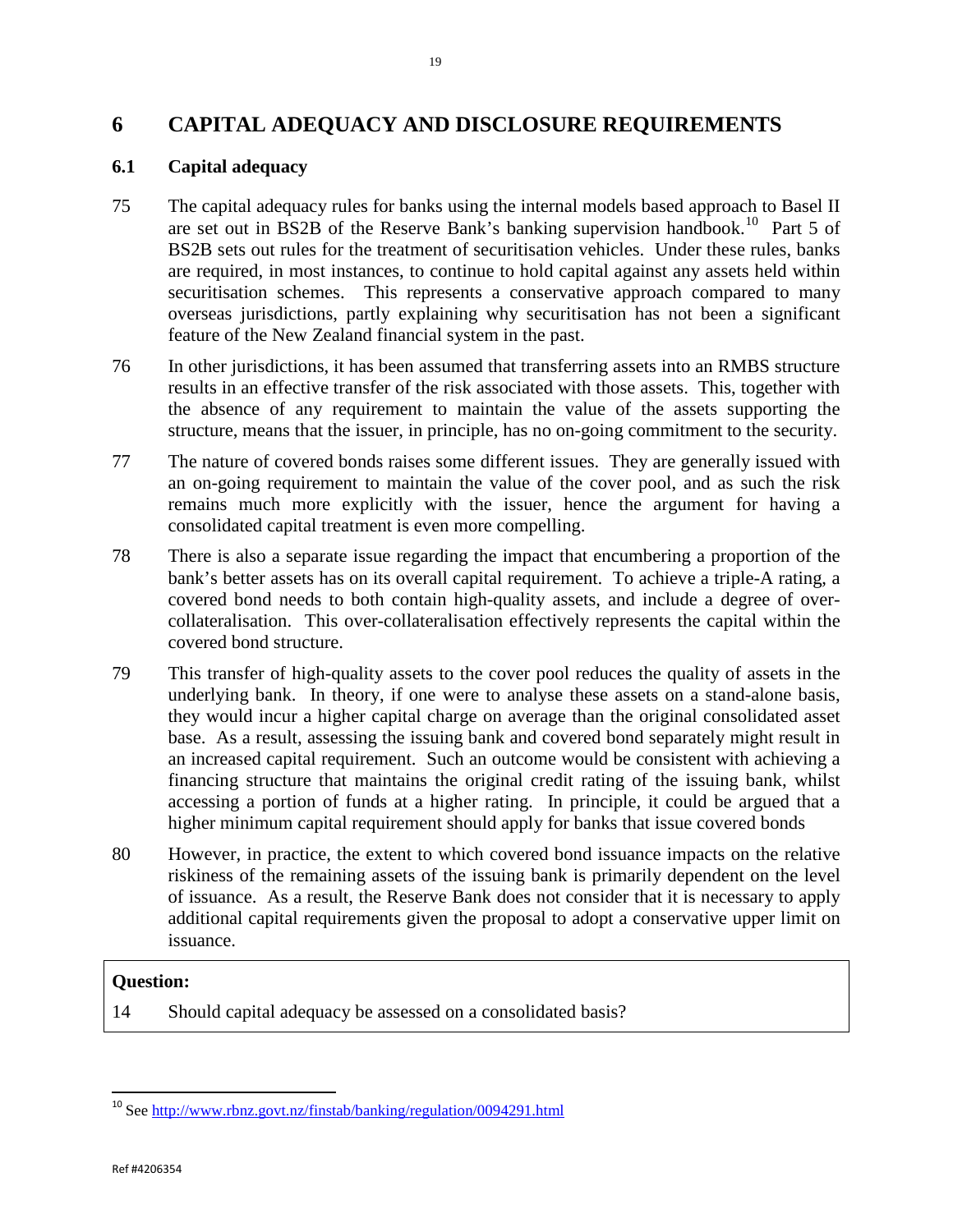# 6 CAPITAL ADEQUACY AND DISCLOSURE REQUIREMENTS

## 6.1 Capital adequacy

75 The capital adequacy rules for banks using the internal models based approach to Basel II are set out in BS2B of the Reserve Bank's banking supervision handbook.[10] Part 5 of BS2B sets out rules for the treatment of securitisation vehicles. Under these rules, banks are required, in most instances, to continue to hold capital against any assets held within securitisation schemes. This represents a conservative approach compared to many overseas jurisdictions, partly explaining why securitisation has not been a significant feature of the New Zealand financial system in the past.

76 In other jurisdictions, it has been assumed that transferring assets into an RMBS structure results in an effective transfer of the risk associated with those assets. This, together with the absence of any requirement to maintain the value of the assets supporting the structure, means that the issuer, in principle, has no on-going commitment to the security.

77 The nature of covered bonds raises some different issues. They are generally issued with an on-going requirement to maintain the value of the cover pool, and as such the risk remains much more explicitly with the issuer, hence the argument for having a consolidated capital treatment is even more compelling.

78 There is also a separate issue regarding the impact that encumbering a proportion of the bank's better assets has on its overall capital requirement. To achieve a triple-A rating, a covered bond needs to both contain high-quality assets, and include a degree of over-collateralisation. This over-collateralisation effectively represents the capital within the covered bond structure.

79 This transfer of high-quality assets to the cover pool reduces the quality of assets in the underlying bank. In theory, if one were to analyse these assets on a stand-alone basis, they would incur a higher capital charge on average than the original consolidated asset base. As a result, assessing the issuing bank and covered bond separately might result in an increased capital requirement. Such an outcome would be consistent with achieving a financing structure that maintains the original credit rating of the issuing bank, whilst accessing a portion of funds at a higher rating. In principle, it could be argued that a higher minimum capital requirement should apply for banks that issue covered bonds

80 However, in practice, the extent to which covered bond issuance impacts on the relative riskiness of the remaining assets of the issuing bank is primarily dependent on the level of issuance. As a result, the Reserve Bank does not consider that it is necessary to apply additional capital requirements given the proposal to adopt a conservative upper limit on issuance.

**Question:**

14 Should capital adequacy be assessed on a consolidated basis?

---

[10] See http://www.rbnz.govt.nz/finstab/banking/regulation/0094291.html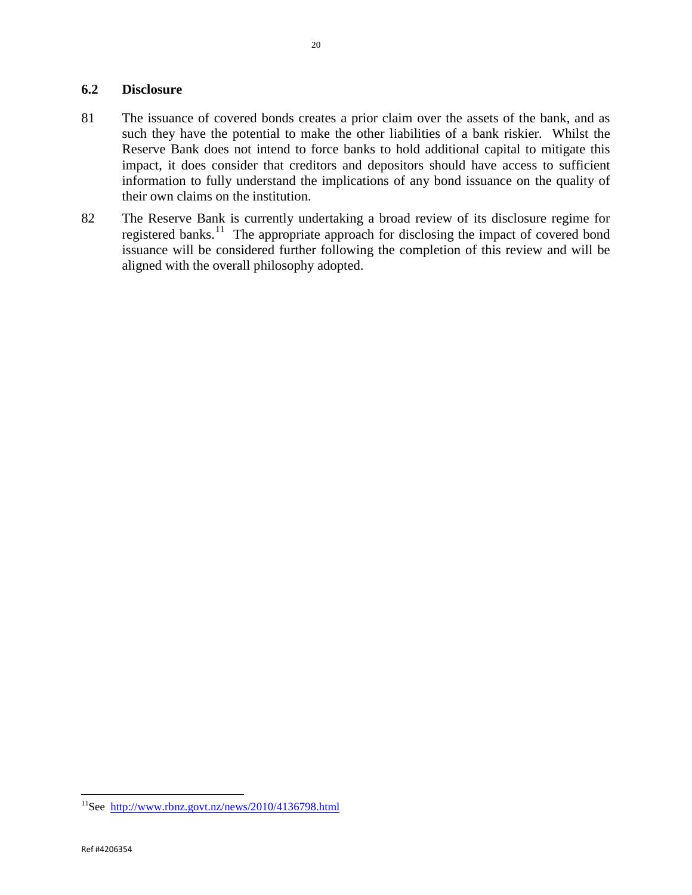## 6.2 Disclosure

81 The issuance of covered bonds creates a prior claim over the assets of the bank, and as such they have the potential to make the other liabilities of a bank riskier. Whilst the Reserve Bank does not intend to force banks to hold additional capital to mitigate this impact, it does consider that creditors and depositors should have access to sufficient information to fully understand the implications of any bond issuance on the quality of their own claims on the institution.

82 The Reserve Bank is currently undertaking a broad review of its disclosure regime for registered banks.[11] The appropriate approach for disclosing the impact of covered bond issuance will be considered further following the completion of this review and will be aligned with the overall philosophy adopted.

---

[11]See http://www.rbnz.govt.nz/news/2010/4136798.html

Ref #4206354